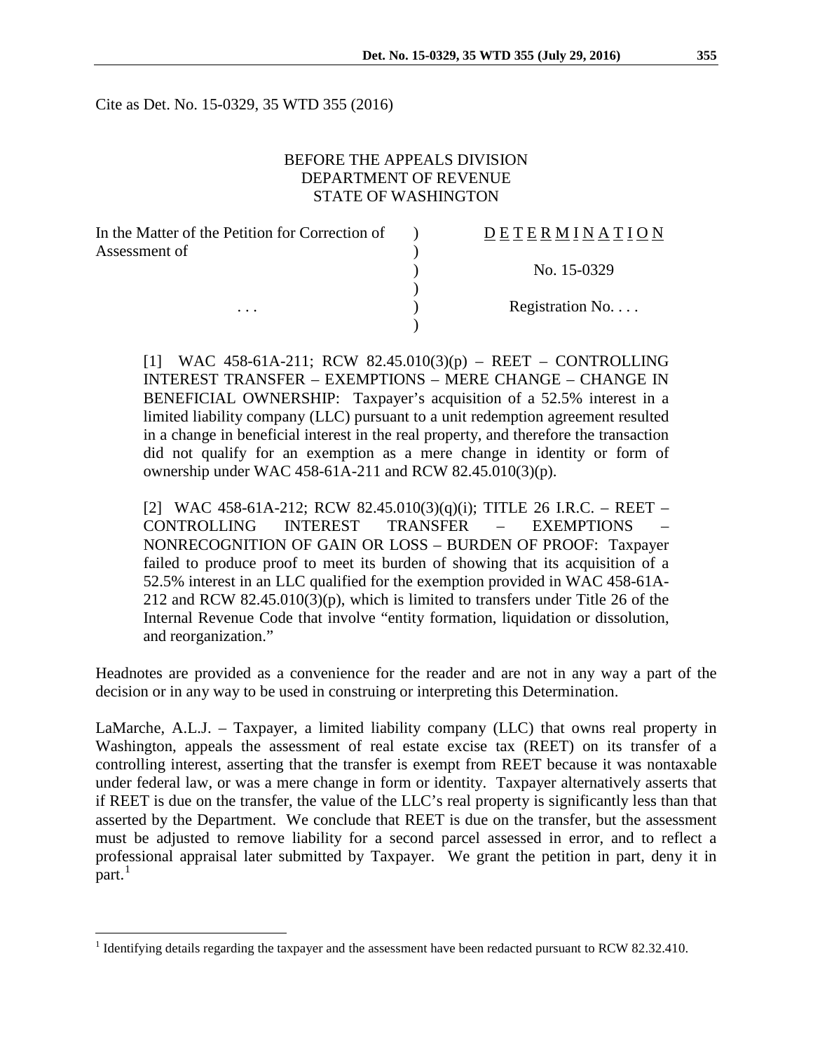Cite as Det. No. 15-0329, 35 WTD 355 (2016)

BEFORE THE APPEALS DIVISION
DEPARTMENT OF REVENUE
STATE OF WASHINGTON

| In the Matter of the Petition for Correction of Assessment of | ) | D E T E R M I N A T I O N |
|---|---|---|
| | ) | No. 15-0329 |
| . . . | ) | Registration No. . . . |

[1] WAC 458-61A-211; RCW 82.45.010(3)(p) – REET – CONTROLLING INTEREST TRANSFER – EXEMPTIONS – MERE CHANGE – CHANGE IN BENEFICIAL OWNERSHIP: Taxpayer's acquisition of a 52.5% interest in a limited liability company (LLC) pursuant to a unit redemption agreement resulted in a change in beneficial interest in the real property, and therefore the transaction did not qualify for an exemption as a mere change in identity or form of ownership under WAC 458-61A-211 and RCW 82.45.010(3)(p).

[2] WAC 458-61A-212; RCW 82.45.010(3)(q)(i); TITLE 26 I.R.C. – REET – CONTROLLING INTEREST TRANSFER – EXEMPTIONS – NONRECOGNITION OF GAIN OR LOSS – BURDEN OF PROOF: Taxpayer failed to produce proof to meet its burden of showing that its acquisition of a 52.5% interest in an LLC qualified for the exemption provided in WAC 458-61A-212 and RCW 82.45.010(3)(p), which is limited to transfers under Title 26 of the Internal Revenue Code that involve "entity formation, liquidation or dissolution, and reorganization."

Headnotes are provided as a convenience for the reader and are not in any way a part of the decision or in any way to be used in construing or interpreting this Determination.

LaMarche, A.L.J. – Taxpayer, a limited liability company (LLC) that owns real property in Washington, appeals the assessment of real estate excise tax (REET) on its transfer of a controlling interest, asserting that the transfer is exempt from REET because it was nontaxable under federal law, or was a mere change in form or identity. Taxpayer alternatively asserts that if REET is due on the transfer, the value of the LLC's real property is significantly less than that asserted by the Department. We conclude that REET is due on the transfer, but the assessment must be adjusted to remove liability for a second parcel assessed in error, and to reflect a professional appraisal later submitted by Taxpayer. We grant the petition in part, deny it in part.[1]

[1] Identifying details regarding the taxpayer and the assessment have been redacted pursuant to RCW 82.32.410.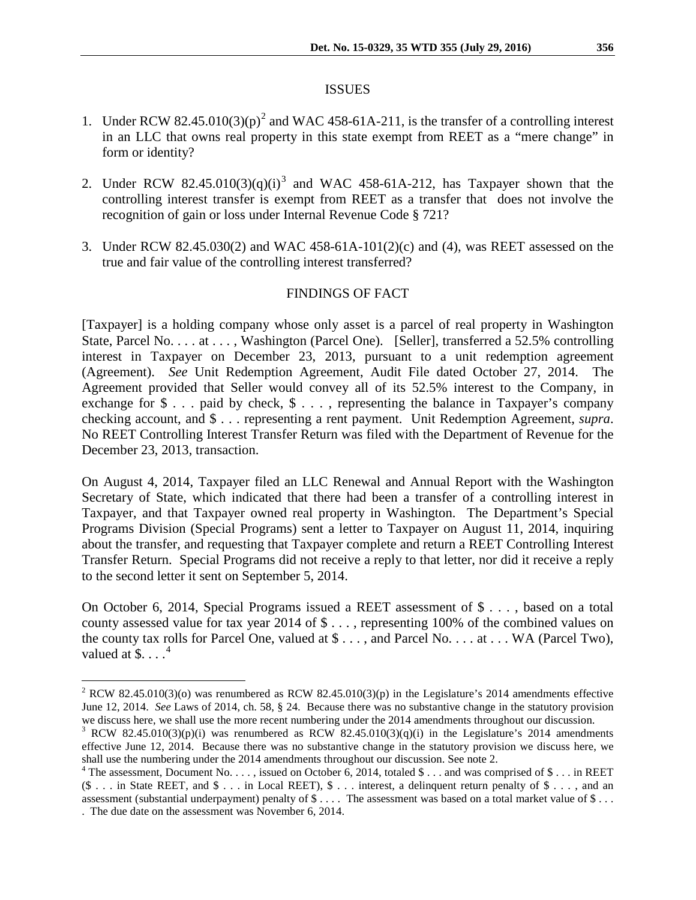## ISSUES

1. Under RCW 82.45.010(3)(p)[2] and WAC 458-61A-211, is the transfer of a controlling interest in an LLC that owns real property in this state exempt from REET as a "mere change" in form or identity?

2. Under RCW 82.45.010(3)(q)(i)[3] and WAC 458-61A-212, has Taxpayer shown that the controlling interest transfer is exempt from REET as a transfer that does not involve the recognition of gain or loss under Internal Revenue Code § 721?

3. Under RCW 82.45.030(2) and WAC 458-61A-101(2)(c) and (4), was REET assessed on the true and fair value of the controlling interest transferred?

## FINDINGS OF FACT

[Taxpayer] is a holding company whose only asset is a parcel of real property in Washington State, Parcel No. . . . at . . . , Washington (Parcel One). [Seller], transferred a 52.5% controlling interest in Taxpayer on December 23, 2013, pursuant to a unit redemption agreement (Agreement). *See* Unit Redemption Agreement, Audit File dated October 27, 2014. The Agreement provided that Seller would convey all of its 52.5% interest to the Company, in exchange for $ . . . paid by check, $ . . . , representing the balance in Taxpayer's company checking account, and $ . . . representing a rent payment. Unit Redemption Agreement, *supra*. No REET Controlling Interest Transfer Return was filed with the Department of Revenue for the December 23, 2013, transaction.

On August 4, 2014, Taxpayer filed an LLC Renewal and Annual Report with the Washington Secretary of State, which indicated that there had been a transfer of a controlling interest in Taxpayer, and that Taxpayer owned real property in Washington. The Department's Special Programs Division (Special Programs) sent a letter to Taxpayer on August 11, 2014, inquiring about the transfer, and requesting that Taxpayer complete and return a REET Controlling Interest Transfer Return. Special Programs did not receive a reply to that letter, nor did it receive a reply to the second letter it sent on September 5, 2014.

On October 6, 2014, Special Programs issued a REET assessment of $ . . . , based on a total county assessed value for tax year 2014 of $ . . . , representing 100% of the combined values on the county tax rolls for Parcel One, valued at $ . . . , and Parcel No. . . . at . . . WA (Parcel Two), valued at $. . . .[4]

---

[2] RCW 82.45.010(3)(o) was renumbered as RCW 82.45.010(3)(p) in the Legislature's 2014 amendments effective June 12, 2014. *See* Laws of 2014, ch. 58, § 24. Because there was no substantive change in the statutory provision we discuss here, we shall use the more recent numbering under the 2014 amendments throughout our discussion.

[3] RCW 82.45.010(3)(p)(i) was renumbered as RCW 82.45.010(3)(q)(i) in the Legislature's 2014 amendments effective June 12, 2014. Because there was no substantive change in the statutory provision we discuss here, we shall use the numbering under the 2014 amendments throughout our discussion. See note 2.

[4] The assessment, Document No. . . . , issued on October 6, 2014, totaled $ . . . and was comprised of $ . . . in REET ($ . . . in State REET, and $ . . . in Local REET), $ . . . interest, a delinquent return penalty of $ . . . , and an assessment (substantial underpayment) penalty of $ . . . . The assessment was based on a total market value of $ . . . . The due date on the assessment was November 6, 2014.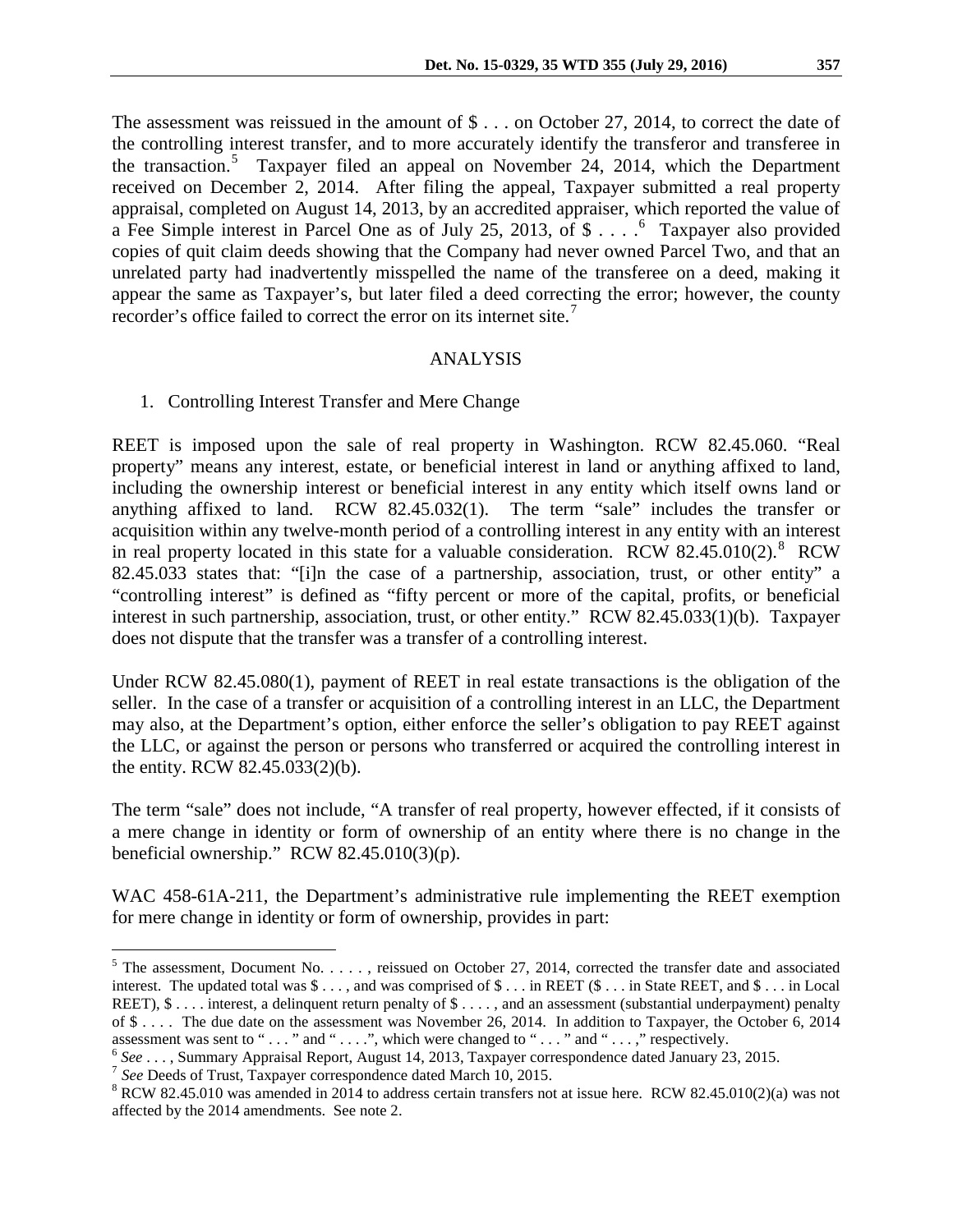The assessment was reissued in the amount of $ . . . on October 27, 2014, to correct the date of the controlling interest transfer, and to more accurately identify the transferor and transferee in the transaction.[5] Taxpayer filed an appeal on November 24, 2014, which the Department received on December 2, 2014. After filing the appeal, Taxpayer submitted a real property appraisal, completed on August 14, 2013, by an accredited appraiser, which reported the value of a Fee Simple interest in Parcel One as of July 25, 2013, of $ . . . .[6] Taxpayer also provided copies of quit claim deeds showing that the Company had never owned Parcel Two, and that an unrelated party had inadvertently misspelled the name of the transferee on a deed, making it appear the same as Taxpayer's, but later filed a deed correcting the error; however, the county recorder's office failed to correct the error on its internet site.[7]

## ANALYSIS

1. Controlling Interest Transfer and Mere Change

REET is imposed upon the sale of real property in Washington. RCW 82.45.060. "Real property" means any interest, estate, or beneficial interest in land or anything affixed to land, including the ownership interest or beneficial interest in any entity which itself owns land or anything affixed to land. RCW 82.45.032(1). The term "sale" includes the transfer or acquisition within any twelve-month period of a controlling interest in any entity with an interest in real property located in this state for a valuable consideration. RCW 82.45.010(2).[8] RCW 82.45.033 states that: "[i]n the case of a partnership, association, trust, or other entity" a "controlling interest" is defined as "fifty percent or more of the capital, profits, or beneficial interest in such partnership, association, trust, or other entity." RCW 82.45.033(1)(b). Taxpayer does not dispute that the transfer was a transfer of a controlling interest.

Under RCW 82.45.080(1), payment of REET in real estate transactions is the obligation of the seller. In the case of a transfer or acquisition of a controlling interest in an LLC, the Department may also, at the Department's option, either enforce the seller's obligation to pay REET against the LLC, or against the person or persons who transferred or acquired the controlling interest in the entity. RCW 82.45.033(2)(b).

The term "sale" does not include, "A transfer of real property, however effected, if it consists of a mere change in identity or form of ownership of an entity where there is no change in the beneficial ownership." RCW 82.45.010(3)(p).

WAC 458-61A-211, the Department's administrative rule implementing the REET exemption for mere change in identity or form of ownership, provides in part:

---

[5] The assessment, Document No. . . . . ., reissued on October 27, 2014, corrected the transfer date and associated interest. The updated total was $ . . . , and was comprised of $ . . . in REET ($ . . . in State REET, and $ . . . in Local REET), $ . . . . interest, a delinquent return penalty of $ . . . . , and an assessment (substantial underpayment) penalty of $ . . . . The due date on the assessment was November 26, 2014. In addition to Taxpayer, the October 6, 2014 assessment was sent to " . . . " and " . . . .", which were changed to " . . . " and " . . . ," respectively.

[6] *See* . . . , Summary Appraisal Report, August 14, 2013, Taxpayer correspondence dated January 23, 2015.

[7] *See* Deeds of Trust, Taxpayer correspondence dated March 10, 2015.

[8] RCW 82.45.010 was amended in 2014 to address certain transfers not at issue here. RCW 82.45.010(2)(a) was not affected by the 2014 amendments. See note 2.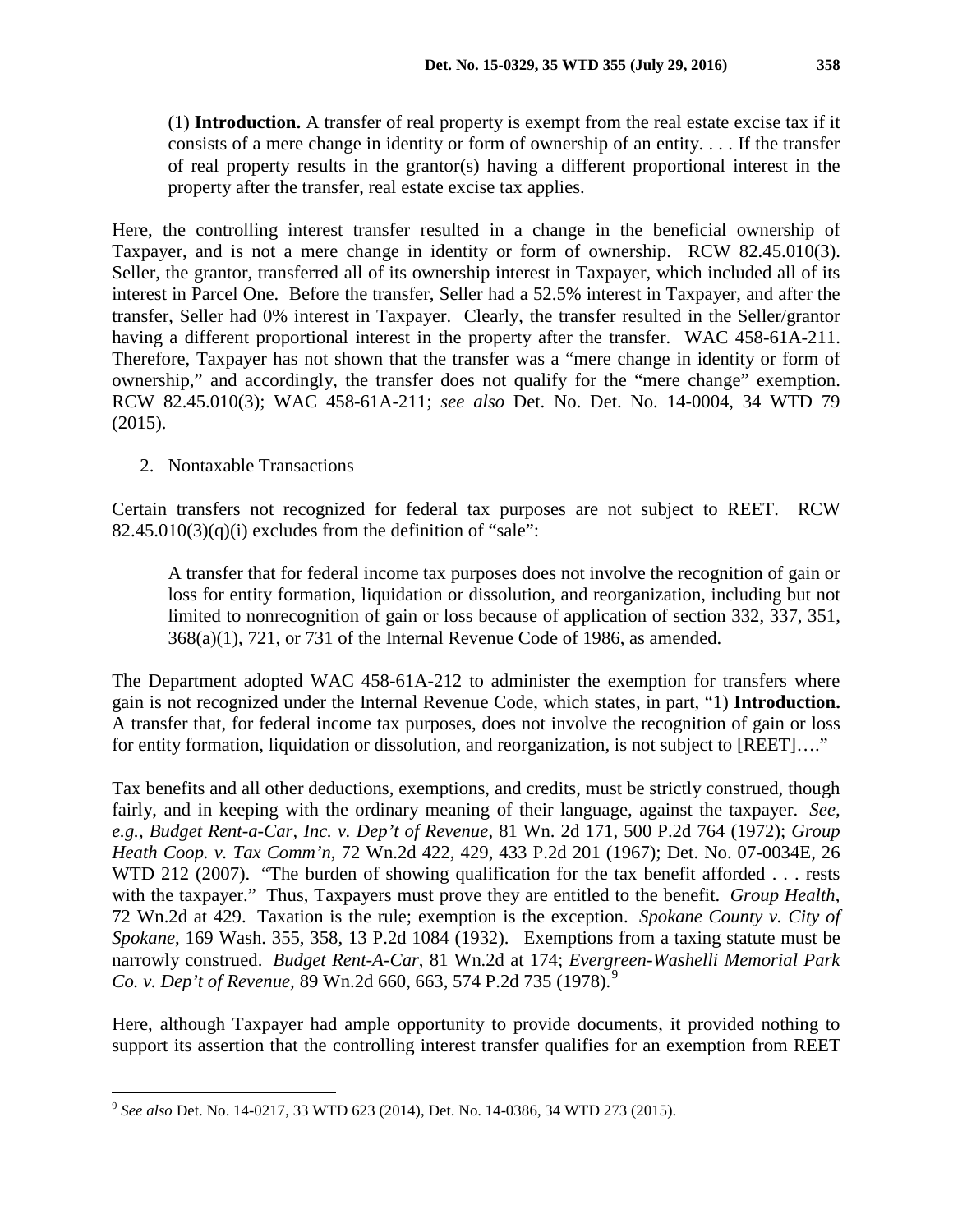> (1) **Introduction.** A transfer of real property is exempt from the real estate excise tax if it consists of a mere change in identity or form of ownership of an entity. . . . If the transfer of real property results in the grantor(s) having a different proportional interest in the property after the transfer, real estate excise tax applies.

Here, the controlling interest transfer resulted in a change in the beneficial ownership of Taxpayer, and is not a mere change in identity or form of ownership. RCW 82.45.010(3). Seller, the grantor, transferred all of its ownership interest in Taxpayer, which included all of its interest in Parcel One. Before the transfer, Seller had a 52.5% interest in Taxpayer, and after the transfer, Seller had 0% interest in Taxpayer. Clearly, the transfer resulted in the Seller/grantor having a different proportional interest in the property after the transfer. WAC 458-61A-211. Therefore, Taxpayer has not shown that the transfer was a "mere change in identity or form of ownership," and accordingly, the transfer does not qualify for the "mere change" exemption. RCW 82.45.010(3); WAC 458-61A-211; *see also* Det. No. Det. No. 14-0004, 34 WTD 79 (2015).

2. Nontaxable Transactions

Certain transfers not recognized for federal tax purposes are not subject to REET. RCW 82.45.010(3)(q)(i) excludes from the definition of "sale":

> A transfer that for federal income tax purposes does not involve the recognition of gain or loss for entity formation, liquidation or dissolution, and reorganization, including but not limited to nonrecognition of gain or loss because of application of section 332, 337, 351, 368(a)(1), 721, or 731 of the Internal Revenue Code of 1986, as amended.

The Department adopted WAC 458-61A-212 to administer the exemption for transfers where gain is not recognized under the Internal Revenue Code, which states, in part, "1) **Introduction.** A transfer that, for federal income tax purposes, does not involve the recognition of gain or loss for entity formation, liquidation or dissolution, and reorganization, is not subject to [REET]…."

Tax benefits and all other deductions, exemptions, and credits, must be strictly construed, though fairly, and in keeping with the ordinary meaning of their language, against the taxpayer. *See, e.g.*, *Budget Rent-a-Car, Inc. v. Dep't of Revenue*, 81 Wn. 2d 171, 500 P.2d 764 (1972); *Group Heath Coop. v. Tax Comm'n*, 72 Wn.2d 422, 429, 433 P.2d 201 (1967); Det. No. 07-0034E, 26 WTD 212 (2007). "The burden of showing qualification for the tax benefit afforded . . . rests with the taxpayer." Thus, Taxpayers must prove they are entitled to the benefit. *Group Health*, 72 Wn.2d at 429. Taxation is the rule; exemption is the exception. *Spokane County v. City of Spokane*, 169 Wash. 355, 358, 13 P.2d 1084 (1932). Exemptions from a taxing statute must be narrowly construed. *Budget Rent-A-Car*, 81 Wn.2d at 174; *Evergreen-Washelli Memorial Park Co. v. Dep't of Revenue*, 89 Wn.2d 660, 663, 574 P.2d 735 (1978).[9]

Here, although Taxpayer had ample opportunity to provide documents, it provided nothing to support its assertion that the controlling interest transfer qualifies for an exemption from REET

[9] *See also* Det. No. 14-0217, 33 WTD 623 (2014), Det. No. 14-0386, 34 WTD 273 (2015).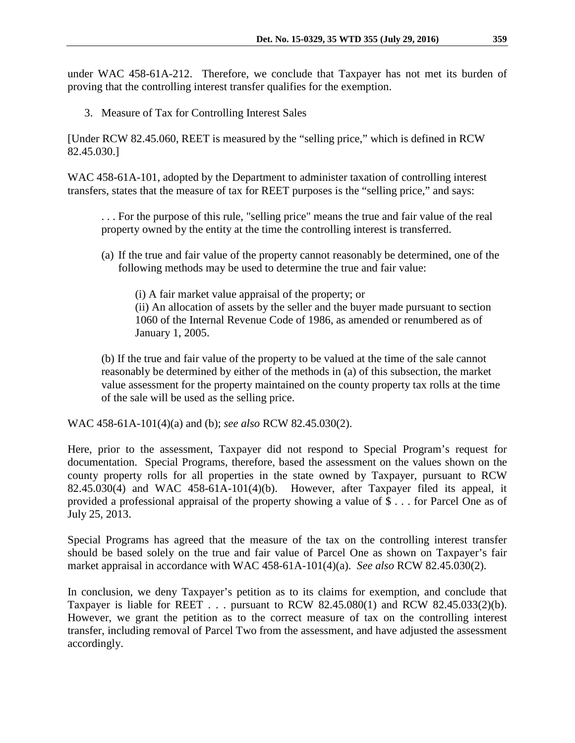under WAC 458-61A-212. Therefore, we conclude that Taxpayer has not met its burden of proving that the controlling interest transfer qualifies for the exemption.

3. Measure of Tax for Controlling Interest Sales

[Under RCW 82.45.060, REET is measured by the "selling price," which is defined in RCW 82.45.030.]

WAC 458-61A-101, adopted by the Department to administer taxation of controlling interest transfers, states that the measure of tax for REET purposes is the "selling price," and says:

> . . . For the purpose of this rule, "selling price" means the true and fair value of the real property owned by the entity at the time the controlling interest is transferred.
>
> (a) If the true and fair value of the property cannot reasonably be determined, one of the following methods may be used to determine the true and fair value:
>
> > (i) A fair market value appraisal of the property; or
> > (ii) An allocation of assets by the seller and the buyer made pursuant to section 1060 of the Internal Revenue Code of 1986, as amended or renumbered as of January 1, 2005.
>
> (b) If the true and fair value of the property to be valued at the time of the sale cannot reasonably be determined by either of the methods in (a) of this subsection, the market value assessment for the property maintained on the county property tax rolls at the time of the sale will be used as the selling price.

WAC 458-61A-101(4)(a) and (b); *see also* RCW 82.45.030(2).

Here, prior to the assessment, Taxpayer did not respond to Special Program's request for documentation. Special Programs, therefore, based the assessment on the values shown on the county property rolls for all properties in the state owned by Taxpayer, pursuant to RCW 82.45.030(4) and WAC 458-61A-101(4)(b). However, after Taxpayer filed its appeal, it provided a professional appraisal of the property showing a value of $ . . . for Parcel One as of July 25, 2013.

Special Programs has agreed that the measure of the tax on the controlling interest transfer should be based solely on the true and fair value of Parcel One as shown on Taxpayer's fair market appraisal in accordance with WAC 458-61A-101(4)(a). *See also* RCW 82.45.030(2).

In conclusion, we deny Taxpayer's petition as to its claims for exemption, and conclude that Taxpayer is liable for REET . . . pursuant to RCW 82.45.080(1) and RCW 82.45.033(2)(b). However, we grant the petition as to the correct measure of tax on the controlling interest transfer, including removal of Parcel Two from the assessment, and have adjusted the assessment accordingly.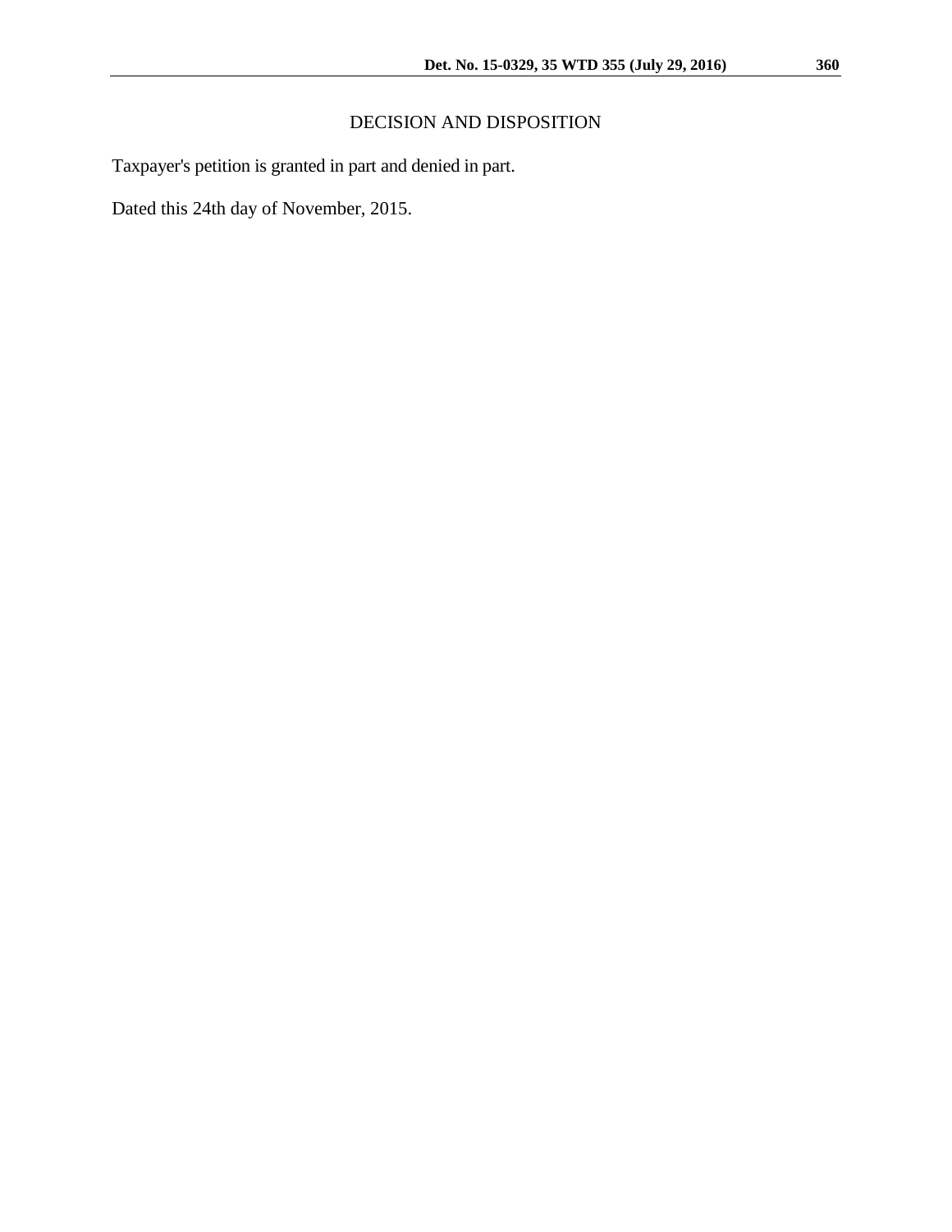## DECISION AND DISPOSITION

Taxpayer's petition is granted in part and denied in part.

Dated this 24th day of November, 2015.